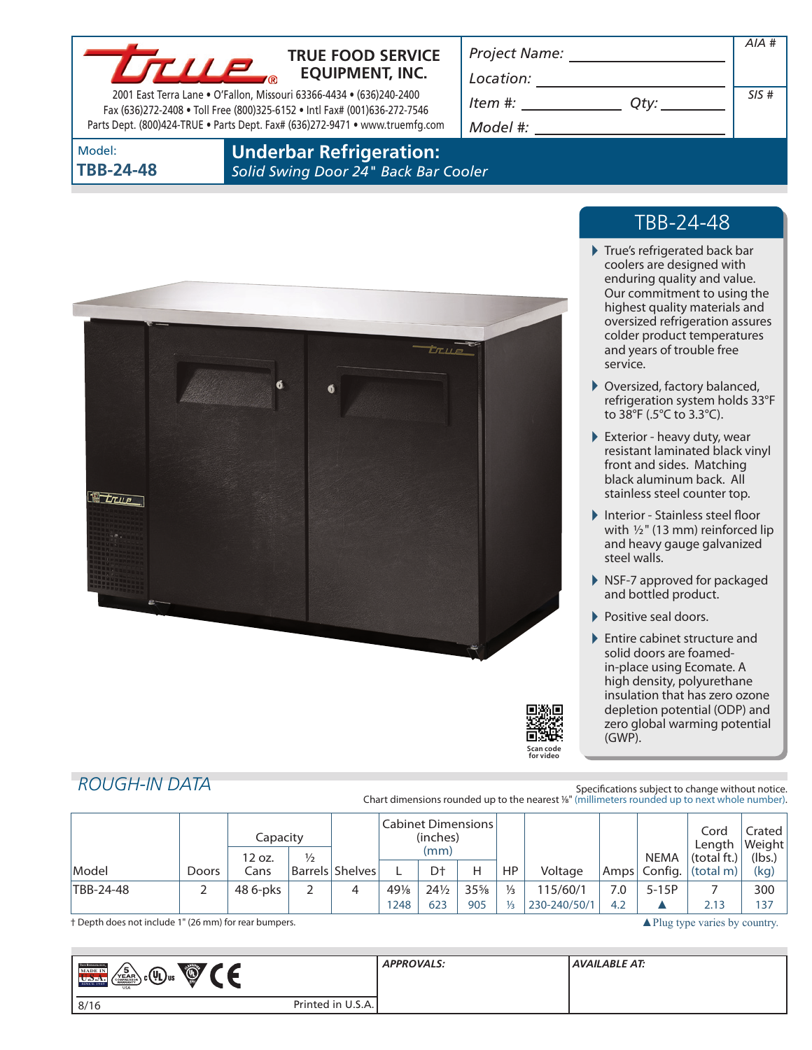**TRUE FOOD SERVICE EQUIPMENT, INC.**

2001 East Terra Lane • O'Fallon, Missouri 63366-4434 • (636)240-2400
Fax (636)272-2408 • Toll Free (800)325-6152 • Intl Fax# (001)636-272-7546
Parts Dept. (800)424-TRUE • Parts Dept. Fax# (636)272-9471 • www.truemfg.com

*Project Name:* ____________________

*Location:* ____________________

*Item #:* ____________ *Qty:* ________

*Model #:* ____________________

*AIA #*

*SIS #*

Model: **TBB-24-48**

# Underbar Refrigeration:

*Solid Swing Door 24" Back Bar Cooler*

## TBB-24-48

- True's refrigerated back bar coolers are designed with enduring quality and value. Our commitment to using the highest quality materials and oversized refrigeration assures colder product temperatures and years of trouble free service.
- Oversized, factory balanced, refrigeration system holds 33°F to 38°F (.5°C to 3.3°C).
- Exterior - heavy duty, wear resistant laminated black vinyl front and sides. Matching black aluminum back. All stainless steel counter top.
- Interior - Stainless steel floor with ½" (13 mm) reinforced lip and heavy gauge galvanized steel walls.
- NSF-7 approved for packaged and bottled product.
- Positive seal doors.
- Entire cabinet structure and solid doors are foamed-in-place using Ecomate. A high density, polyurethane insulation that has zero ozone depletion potential (ODP) and zero global warming potential (GWP).

Scan code for video

## *ROUGH-IN DATA*

Specifications subject to change without notice.
Chart dimensions rounded up to the nearest ⅛" (millimeters rounded up to next whole number).

| Model | Doors | Capacity | | Shelves | Cabinet Dimensions (inches) (mm) | | | HP | Voltage | Amps | NEMA Config. | Cord Length (total ft.) (total m) | Crated Weight (lbs.) (kg) |
|---|---|---|---|---|---|---|---|---|---|---|---|---|---|
| | | 12 oz. Cans | ½ Barrels | | L | D† | H | | | | | | |
| TBB-24-48 | 2 | 48 6-pks | 2 | 4 | 49⅛ | 24½ | 35⅝ | ⅓ | 115/60/1 | 7.0 | 5-15P | 7 | 300 |
| | | | | | 1248 | 623 | 905 | ⅓ | 230-240/50/1 | 4.2 | ▲ | 2.13 | 137 |

† Depth does not include 1" (26 mm) for rear bumpers.

▲Plug type varies by country.

*APPROVALS:*

*AVAILABLE AT:*

8/16

Printed in U.S.A.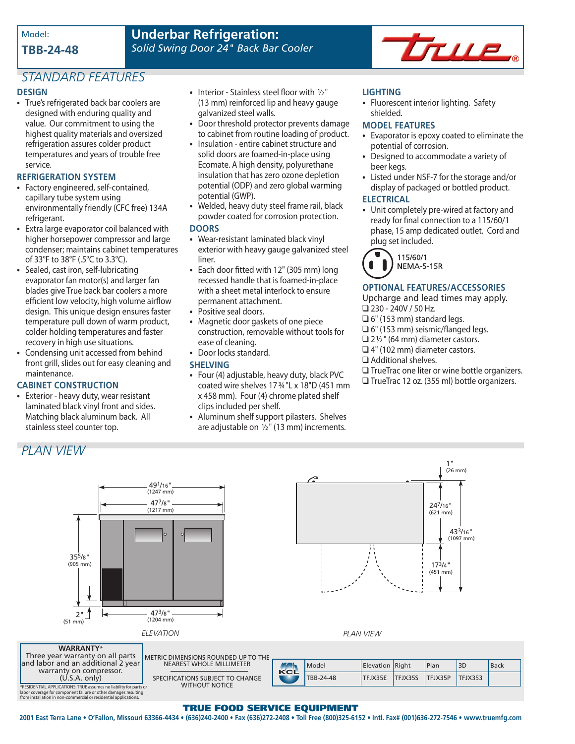Model:

**TBB-24-48**

# Underbar Refrigeration:

*Solid Swing Door 24" Back Bar Cooler*

## STANDARD FEATURES

### DESIGN

- True's refrigerated back bar coolers are designed with enduring quality and value. Our commitment to using the highest quality materials and oversized refrigeration assures colder product temperatures and years of trouble free service.

### REFRIGERATION SYSTEM

- Factory engineered, self-contained, capillary tube system using environmentally friendly (CFC free) 134A refrigerant.
- Extra large evaporator coil balanced with higher horsepower compressor and large condenser; maintains cabinet temperatures of 33°F to 38°F (.5°C to 3.3°C).
- Sealed, cast iron, self-lubricating evaporator fan motor(s) and larger fan blades give True back bar coolers a more efficient low velocity, high volume airflow design. This unique design ensures faster temperature pull down of warm product, colder holding temperatures and faster recovery in high use situations.
- Condensing unit accessed from behind front grill, slides out for easy cleaning and maintenance.

### CABINET CONSTRUCTION

- Exterior - heavy duty, wear resistant laminated black vinyl front and sides. Matching black aluminum back. All stainless steel counter top.
- Interior - Stainless steel floor with ½" (13 mm) reinforced lip and heavy gauge galvanized steel walls.
- Door threshold protector prevents damage to cabinet from routine loading of product.
- Insulation - entire cabinet structure and solid doors are foamed-in-place using Ecomate. A high density, polyurethane insulation that has zero ozone depletion potential (ODP) and zero global warming potential (GWP).
- Welded, heavy duty steel frame rail, black powder coated for corrosion protection.

### DOORS

- Wear-resistant laminated black vinyl exterior with heavy gauge galvanized steel liner.
- Each door fitted with 12" (305 mm) long recessed handle that is foamed-in-place with a sheet metal interlock to ensure permanent attachment.
- Positive seal doors.
- Magnetic door gaskets of one piece construction, removable without tools for ease of cleaning.
- Door locks standard.

### SHELVING

- Four (4) adjustable, heavy duty, black PVC coated wire shelves 17¾"L x 18"D (451 mm x 458 mm). Four (4) chrome plated shelf clips included per shelf.
- Aluminum shelf support pilasters. Shelves are adjustable on ½" (13 mm) increments.

### LIGHTING

- Fluorescent interior lighting. Safety shielded.

### MODEL FEATURES

- Evaporator is epoxy coated to eliminate the potential of corrosion.
- Designed to accommodate a variety of beer kegs.
- Listed under NSF-7 for the storage and/or display of packaged or bottled product.

### ELECTRICAL

- Unit completely pre-wired at factory and ready for final connection to a 115/60/1 phase, 15 amp dedicated outlet. Cord and plug set included.

115/60/1
NEMA-5-15R

### OPTIONAL FEATURES/ACCESSORIES

Upcharge and lead times may apply.

- ❑ 230 - 240V / 50 Hz.
- ❑ 6" (153 mm) standard legs.
- ❑ 6" (153 mm) seismic/flanged legs.
- ❑ 2½" (64 mm) diameter castors.
- ❑ 4" (102 mm) diameter castors.
- ❑ Additional shelves.
- ❑ TrueTrac one liter or wine bottle organizers.
- ❑ TrueTrac 12 oz. (355 ml) bottle organizers.

## PLAN VIEW

49 1/16" (1247 mm)
47 7/8" (1217 mm)
35 5/8" (905 mm)
2" (51 mm)
47 3/8" (1204 mm)

*ELEVATION*

1" (26 mm)
24 7/16" (621 mm)
43 3/16" (1097 mm)
17 3/4" (451 mm)

*PLAN VIEW*

**WARRANTY***
Three year warranty on all parts and labor and an additional 2 year warranty on compressor. (U.S.A. only)

*RESIDENTIAL APPLICATIONS: TRUE assumes no liability for parts or labor coverage for component failure or other damages resulting from installation in non-commercial or residential applications.

METRIC DIMENSIONS ROUNDED UP TO THE NEAREST WHOLE MILLIMETER

SPECIFICATIONS SUBJECT TO CHANGE WITHOUT NOTICE

| Model | Elevation | Right | Plan | 3D | Back |
|---|---|---|---|---|---|
| TBB-24-48 | TFJX35E | TFJX35S | TFJX35P | TFJX353 | |

**TRUE FOOD SERVICE EQUIPMENT**

2001 East Terra Lane • O'Fallon, Missouri 63366-4434 • (636)240-2400 • Fax (636)272-2408 • Toll Free (800)325-6152 • Intl. Fax# (001)636-272-7546 • www.truemfg.com